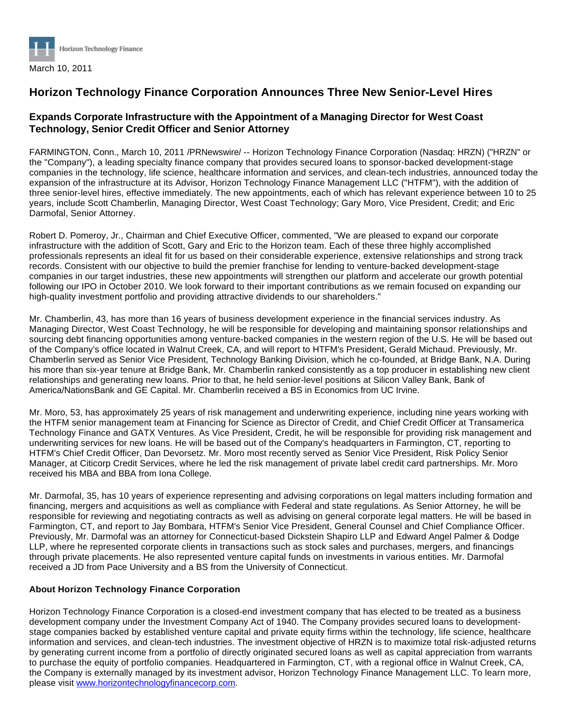Horizon Technology Finance

March 10, 2011

# Horizon Technology Finance Corporation Announces Three New Senior-Level Hires

## Expands Corporate Infrastructure with the Appointment of a Managing Director for West Coast Technology, Senior Credit Officer and Senior Attorney

FARMINGTON, Conn., March 10, 2011 /PRNewswire/ -- Horizon Technology Finance Corporation (Nasdaq: HRZN) ("HRZN" or the "Company"), a leading specialty finance company that provides secured loans to sponsor-backed development-stage companies in the technology, life science, healthcare information and services, and clean-tech industries, announced today the expansion of the infrastructure at its Advisor, Horizon Technology Finance Management LLC ("HTFM"), with the addition of three senior-level hires, effective immediately. The new appointments, each of which has relevant experience between 10 to 25 years, include Scott Chamberlin, Managing Director, West Coast Technology; Gary Moro, Vice President, Credit; and Eric Darmofal, Senior Attorney.

Robert D. Pomeroy, Jr., Chairman and Chief Executive Officer, commented, "We are pleased to expand our corporate infrastructure with the addition of Scott, Gary and Eric to the Horizon team. Each of these three highly accomplished professionals represents an ideal fit for us based on their considerable experience, extensive relationships and strong track records. Consistent with our objective to build the premier franchise for lending to venture-backed development-stage companies in our target industries, these new appointments will strengthen our platform and accelerate our growth potential following our IPO in October 2010. We look forward to their important contributions as we remain focused on expanding our high-quality investment portfolio and providing attractive dividends to our shareholders."

Mr. Chamberlin, 43, has more than 16 years of business development experience in the financial services industry. As Managing Director, West Coast Technology, he will be responsible for developing and maintaining sponsor relationships and sourcing debt financing opportunities among venture-backed companies in the western region of the U.S. He will be based out of the Company's office located in Walnut Creek, CA, and will report to HTFM's President, Gerald Michaud. Previously, Mr. Chamberlin served as Senior Vice President, Technology Banking Division, which he co-founded, at Bridge Bank, N.A. During his more than six-year tenure at Bridge Bank, Mr. Chamberlin ranked consistently as a top producer in establishing new client relationships and generating new loans. Prior to that, he held senior-level positions at Silicon Valley Bank, Bank of America/NationsBank and GE Capital. Mr. Chamberlin received a BS in Economics from UC Irvine.

Mr. Moro, 53, has approximately 25 years of risk management and underwriting experience, including nine years working with the HTFM senior management team at Financing for Science as Director of Credit, and Chief Credit Officer at Transamerica Technology Finance and GATX Ventures. As Vice President, Credit, he will be responsible for providing risk management and underwriting services for new loans. He will be based out of the Company's headquarters in Farmington, CT, reporting to HTFM's Chief Credit Officer, Dan Devorsetz. Mr. Moro most recently served as Senior Vice President, Risk Policy Senior Manager, at Citicorp Credit Services, where he led the risk management of private label credit card partnerships. Mr. Moro received his MBA and BBA from Iona College.

Mr. Darmofal, 35, has 10 years of experience representing and advising corporations on legal matters including formation and financing, mergers and acquisitions as well as compliance with Federal and state regulations. As Senior Attorney, he will be responsible for reviewing and negotiating contracts as well as advising on general corporate legal matters. He will be based in Farmington, CT, and report to Jay Bombara, HTFM's Senior Vice President, General Counsel and Chief Compliance Officer. Previously, Mr. Darmofal was an attorney for Connecticut-based Dickstein Shapiro LLP and Edward Angel Palmer & Dodge LLP, where he represented corporate clients in transactions such as stock sales and purchases, mergers, and financings through private placements. He also represented venture capital funds on investments in various entities. Mr. Darmofal received a JD from Pace University and a BS from the University of Connecticut.

### About Horizon Technology Finance Corporation

Horizon Technology Finance Corporation is a closed-end investment company that has elected to be treated as a business development company under the Investment Company Act of 1940. The Company provides secured loans to development-stage companies backed by established venture capital and private equity firms within the technology, life science, healthcare information and services, and clean-tech industries. The investment objective of HRZN is to maximize total risk-adjusted returns by generating current income from a portfolio of directly originated secured loans as well as capital appreciation from warrants to purchase the equity of portfolio companies. Headquartered in Farmington, CT, with a regional office in Walnut Creek, CA, the Company is externally managed by its investment advisor, Horizon Technology Finance Management LLC. To learn more, please visit www.horizontechnologyfinancecorp.com.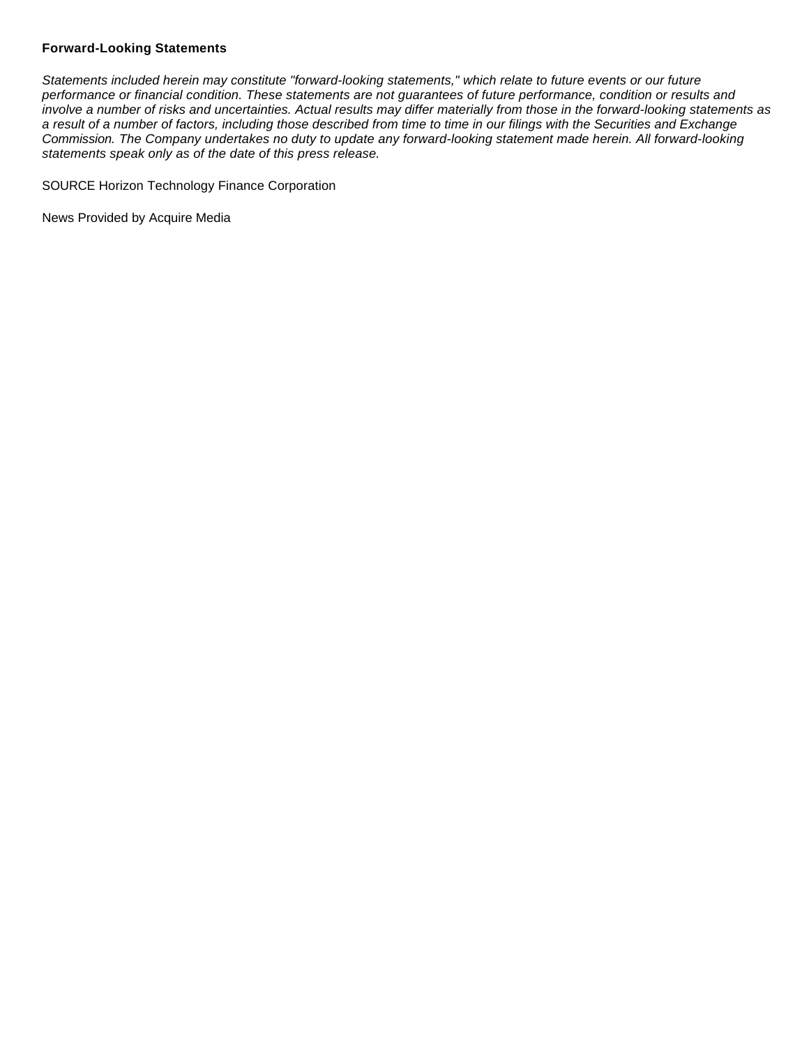**Forward-Looking Statements**

*Statements included herein may constitute "forward-looking statements," which relate to future events or our future performance or financial condition. These statements are not guarantees of future performance, condition or results and involve a number of risks and uncertainties. Actual results may differ materially from those in the forward-looking statements as a result of a number of factors, including those described from time to time in our filings with the Securities and Exchange Commission. The Company undertakes no duty to update any forward-looking statement made herein. All forward-looking statements speak only as of the date of this press release.*

SOURCE Horizon Technology Finance Corporation

News Provided by Acquire Media